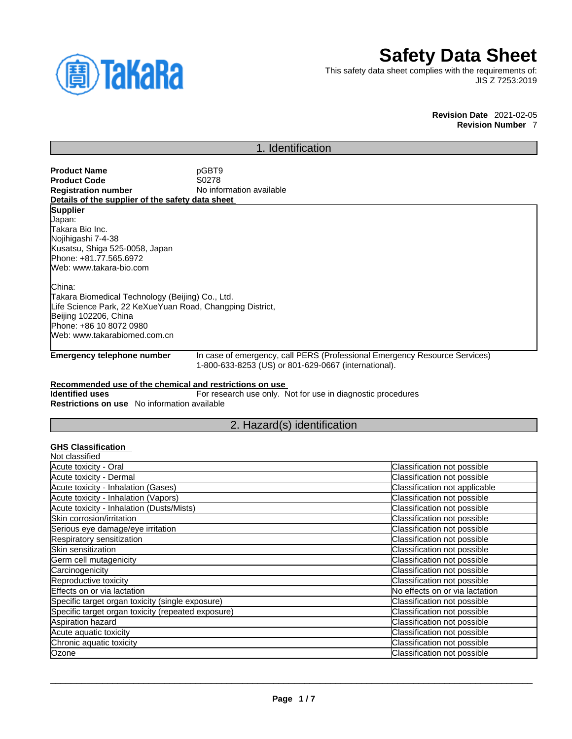# Safety Data Sheet

This safety data sheet complies with the requirements of:
JIS Z 7253:2019

**Revision Date** 2021-02-05
**Revision Number** 7

## 1. Identification

**Product Name** pGBT9
**Product Code** S0278
**Registration number** No information available

**Details of the supplier of the safety data sheet**

**Supplier**
Japan:
Takara Bio Inc.
Nojihigashi 7-4-38
Kusatsu, Shiga 525-0058, Japan
Phone: +81.77.565.6972
Web: www.takara-bio.com

China:
Takara Biomedical Technology (Beijing) Co., Ltd.
Life Science Park, 22 KeXueYuan Road, Changping District,
Beijing 102206, China
Phone: +86 10 8072 0980
Web: www.takarabiomed.com.cn

**Emergency telephone number** In case of emergency, call PERS (Professional Emergency Resource Services) 1-800-633-8253 (US) or 801-629-0667 (international).

**Recommended use of the chemical and restrictions on use**

**Identified uses** For research use only. Not for use in diagnostic procedures
**Restrictions on use** No information available

## 2. Hazard(s) identification

**GHS Classification**

Not classified

| | |
|---|---|
| Acute toxicity - Oral | Classification not possible |
| Acute toxicity - Dermal | Classification not possible |
| Acute toxicity - Inhalation (Gases) | Classification not applicable |
| Acute toxicity - Inhalation (Vapors) | Classification not possible |
| Acute toxicity - Inhalation (Dusts/Mists) | Classification not possible |
| Skin corrosion/irritation | Classification not possible |
| Serious eye damage/eye irritation | Classification not possible |
| Respiratory sensitization | Classification not possible |
| Skin sensitization | Classification not possible |
| Germ cell mutagenicity | Classification not possible |
| Carcinogenicity | Classification not possible |
| Reproductive toxicity | Classification not possible |
| Effects on or via lactation | No effects on or via lactation |
| Specific target organ toxicity (single exposure) | Classification not possible |
| Specific target organ toxicity (repeated exposure) | Classification not possible |
| Aspiration hazard | Classification not possible |
| Acute aquatic toxicity | Classification not possible |
| Chronic aquatic toxicity | Classification not possible |
| Ozone | Classification not possible |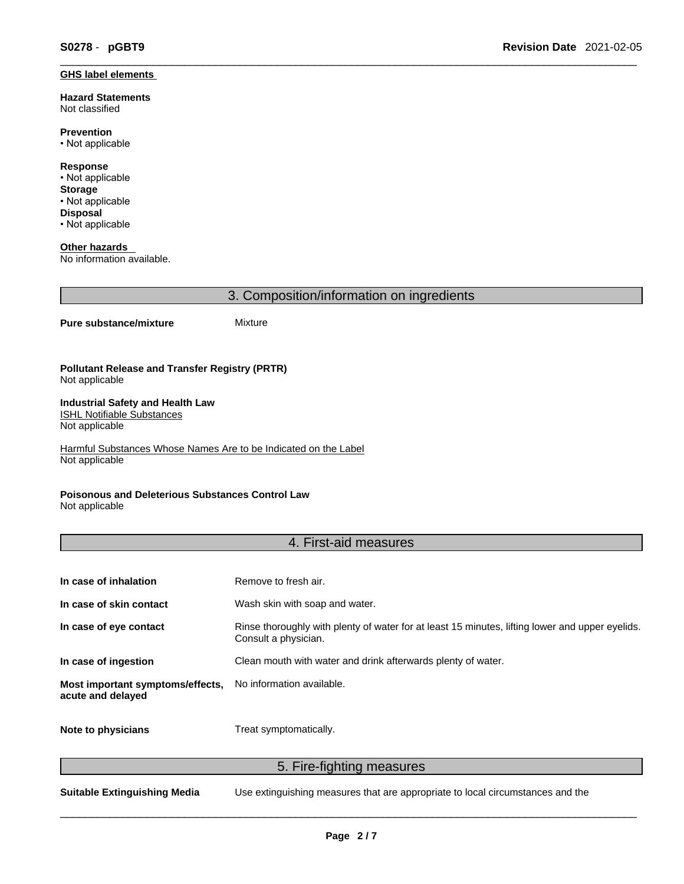**GHS label elements**

**Hazard Statements**
Not classified

**Prevention**
• Not applicable

**Response**
• Not applicable
**Storage**
• Not applicable
**Disposal**
• Not applicable

**Other hazards**
No information available.

## 3. Composition/information on ingredients

**Pure substance/mixture** Mixture

**Pollutant Release and Transfer Registry (PRTR)**
Not applicable

**Industrial Safety and Health Law**
ISHL Notifiable Substances
Not applicable

Harmful Substances Whose Names Are to be Indicated on the Label
Not applicable

**Poisonous and Deleterious Substances Control Law**
Not applicable

## 4. First-aid measures

| | |
|---|---|
| **In case of inhalation** | Remove to fresh air. |
| **In case of skin contact** | Wash skin with soap and water. |
| **In case of eye contact** | Rinse thoroughly with plenty of water for at least 15 minutes, lifting lower and upper eyelids. Consult a physician. |
| **In case of ingestion** | Clean mouth with water and drink afterwards plenty of water. |
| **Most important symptoms/effects, acute and delayed** | No information available. |
| **Note to physicians** | Treat symptomatically. |

## 5. Fire-fighting measures

**Suitable Extinguishing Media** Use extinguishing measures that are appropriate to local circumstances and the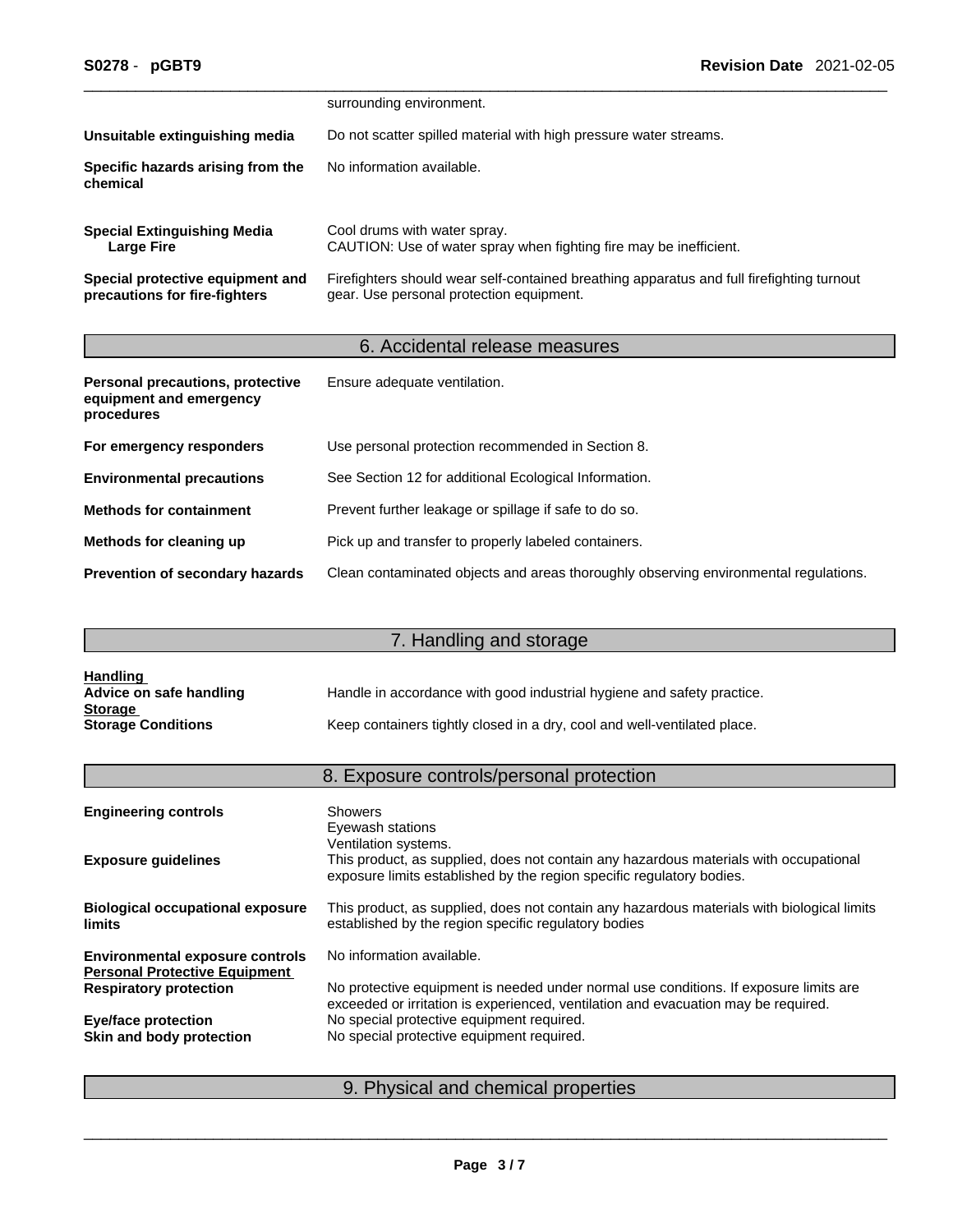| | |
|---|---|
| | surrounding environment. |
| **Unsuitable extinguishing media** | Do not scatter spilled material with high pressure water streams. |
| **Specific hazards arising from the chemical** | No information available. |
| **Special Extinguishing Media Large Fire** | Cool drums with water spray. CAUTION: Use of water spray when fighting fire may be inefficient. |
| **Special protective equipment and precautions for fire-fighters** | Firefighters should wear self-contained breathing apparatus and full firefighting turnout gear. Use personal protection equipment. |

## 6. Accidental release measures

| | |
|---|---|
| **Personal precautions, protective equipment and emergency procedures** | Ensure adequate ventilation. |
| **For emergency responders** | Use personal protection recommended in Section 8. |
| **Environmental precautions** | See Section 12 for additional Ecological Information. |
| **Methods for containment** | Prevent further leakage or spillage if safe to do so. |
| **Methods for cleaning up** | Pick up and transfer to properly labeled containers. |
| **Prevention of secondary hazards** | Clean contaminated objects and areas thoroughly observing environmental regulations. |

## 7. Handling and storage

**Handling**

| | |
|---|---|
| **Advice on safe handling** | Handle in accordance with good industrial hygiene and safety practice. |

**Storage**

| | |
|---|---|
| **Storage Conditions** | Keep containers tightly closed in a dry, cool and well-ventilated place. |

## 8. Exposure controls/personal protection

| | |
|---|---|
| **Engineering controls** | Showers<br>Eyewash stations<br>Ventilation systems. |
| **Exposure guidelines** | This product, as supplied, does not contain any hazardous materials with occupational exposure limits established by the region specific regulatory bodies. |
| **Biological occupational exposure limits** | This product, as supplied, does not contain any hazardous materials with biological limits established by the region specific regulatory bodies |
| **Environmental exposure controls** | No information available. |

**Personal Protective Equipment**

| | |
|---|---|
| **Respiratory protection** | No protective equipment is needed under normal use conditions. If exposure limits are exceeded or irritation is experienced, ventilation and evacuation may be required. |
| **Eye/face protection** | No special protective equipment required. |
| **Skin and body protection** | No special protective equipment required. |

## 9. Physical and chemical properties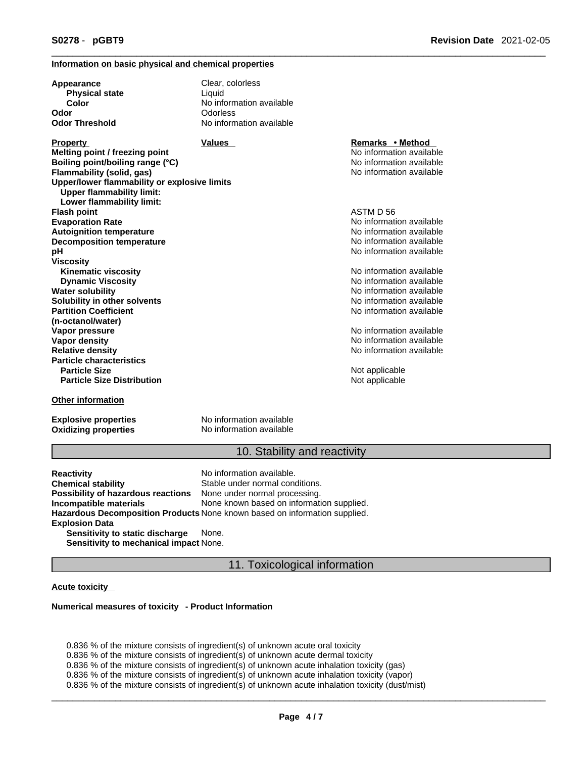**Information on basic physical and chemical properties**

| | |
|---|---|
| **Appearance** | Clear, colorless |
| **Physical state** | Liquid |
| **Color** | No information available |
| **Odor** | Odorless |
| **Odor Threshold** | No information available |

| Property | Values | Remarks • Method |
|---|---|---|
| **Melting point / freezing point** | | No information available |
| **Boiling point/boiling range (°C)** | | No information available |
| **Flammability (solid, gas)** | | No information available |
| **Upper/lower flammability or explosive limits** | | |
| **Upper flammability limit:** | | |
| **Lower flammability limit:** | | |
| **Flash point** | | ASTM D 56 |
| **Evaporation Rate** | | No information available |
| **Autoignition temperature** | | No information available |
| **Decomposition temperature** | | No information available |
| **pH** | | No information available |
| **Viscosity** | | |
| **Kinematic viscosity** | | No information available |
| **Dynamic Viscosity** | | No information available |
| **Water solubility** | | No information available |
| **Solubility in other solvents** | | No information available |
| **Partition Coefficient (n-octanol/water)** | | No information available |
| **Vapor pressure** | | No information available |
| **Vapor density** | | No information available |
| **Relative density** | | No information available |
| **Particle characteristics** | | |
| **Particle Size** | | Not applicable |
| **Particle Size Distribution** | | Not applicable |

**Other information**

| | |
|---|---|
| **Explosive properties** | No information available |
| **Oxidizing properties** | No information available |

## 10. Stability and reactivity

| | |
|---|---|
| **Reactivity** | No information available. |
| **Chemical stability** | Stable under normal conditions. |
| **Possibility of hazardous reactions** | None under normal processing. |
| **Incompatible materials** | None known based on information supplied. |
| **Hazardous Decomposition Products** | None known based on information supplied. |
| **Explosion Data** | |
| **Sensitivity to static discharge** | None. |
| **Sensitivity to mechanical impact** | None. |

## 11. Toxicological information

**Acute toxicity**

**Numerical measures of toxicity - Product Information**

0.836 % of the mixture consists of ingredient(s) of unknown acute oral toxicity
0.836 % of the mixture consists of ingredient(s) of unknown acute dermal toxicity
0.836 % of the mixture consists of ingredient(s) of unknown acute inhalation toxicity (gas)
0.836 % of the mixture consists of ingredient(s) of unknown acute inhalation toxicity (vapor)
0.836 % of the mixture consists of ingredient(s) of unknown acute inhalation toxicity (dust/mist)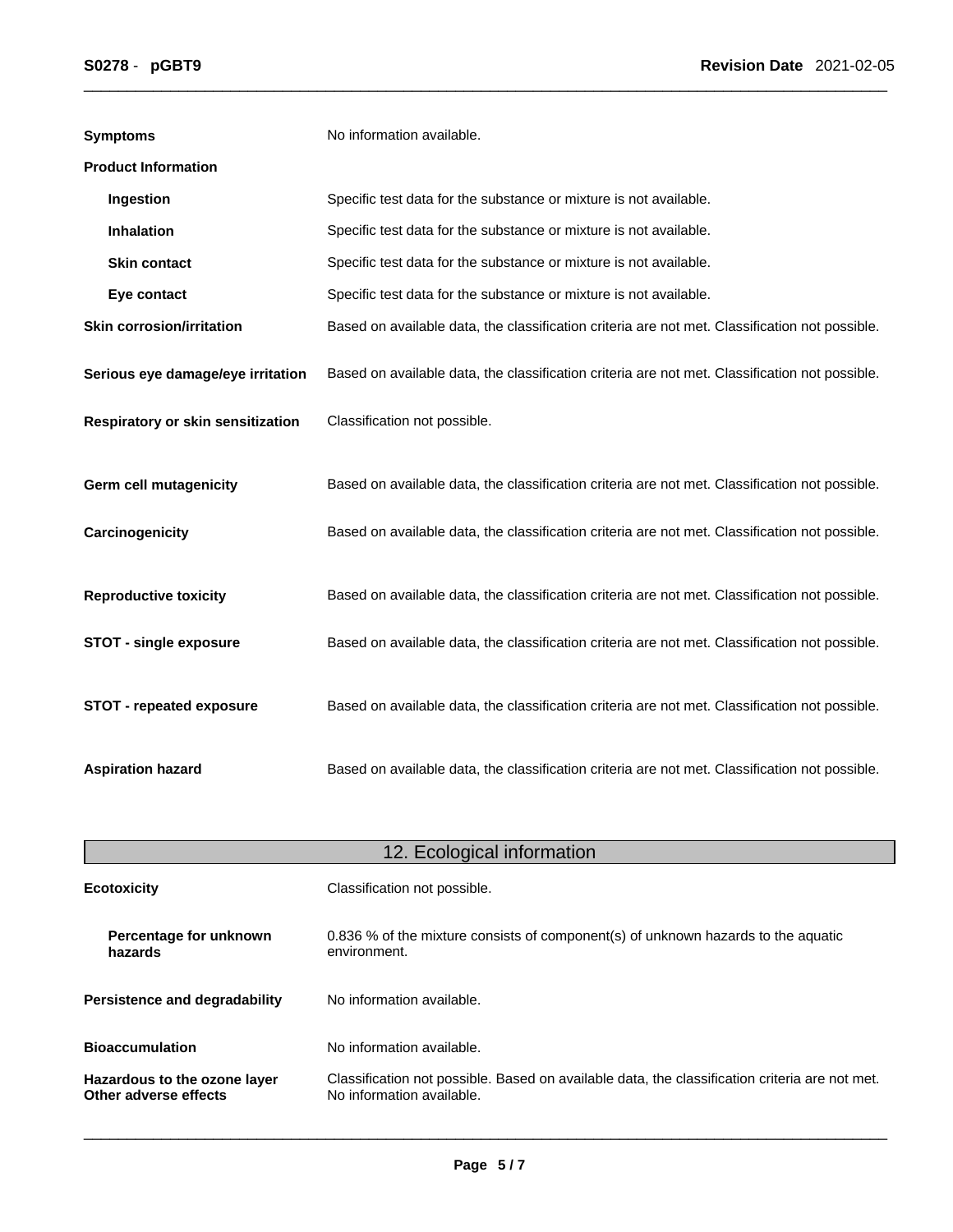| | |
|---|---|
| **Symptoms** | No information available. |
| **Product Information** | |
| **Ingestion** | Specific test data for the substance or mixture is not available. |
| **Inhalation** | Specific test data for the substance or mixture is not available. |
| **Skin contact** | Specific test data for the substance or mixture is not available. |
| **Eye contact** | Specific test data for the substance or mixture is not available. |
| **Skin corrosion/irritation** | Based on available data, the classification criteria are not met. Classification not possible. |
| **Serious eye damage/eye irritation** | Based on available data, the classification criteria are not met. Classification not possible. |
| **Respiratory or skin sensitization** | Classification not possible. |
| **Germ cell mutagenicity** | Based on available data, the classification criteria are not met. Classification not possible. |
| **Carcinogenicity** | Based on available data, the classification criteria are not met. Classification not possible. |
| **Reproductive toxicity** | Based on available data, the classification criteria are not met. Classification not possible. |
| **STOT - single exposure** | Based on available data, the classification criteria are not met. Classification not possible. |
| **STOT - repeated exposure** | Based on available data, the classification criteria are not met. Classification not possible. |
| **Aspiration hazard** | Based on available data, the classification criteria are not met. Classification not possible. |

## 12. Ecological information

| | |
|---|---|
| **Ecotoxicity** | Classification not possible. |
| **Percentage for unknown hazards** | 0.836 % of the mixture consists of component(s) of unknown hazards to the aquatic environment. |
| **Persistence and degradability** | No information available. |
| **Bioaccumulation** | No information available. |
| **Hazardous to the ozone layer** | Classification not possible. Based on available data, the classification criteria are not met. |
| **Other adverse effects** | No information available. |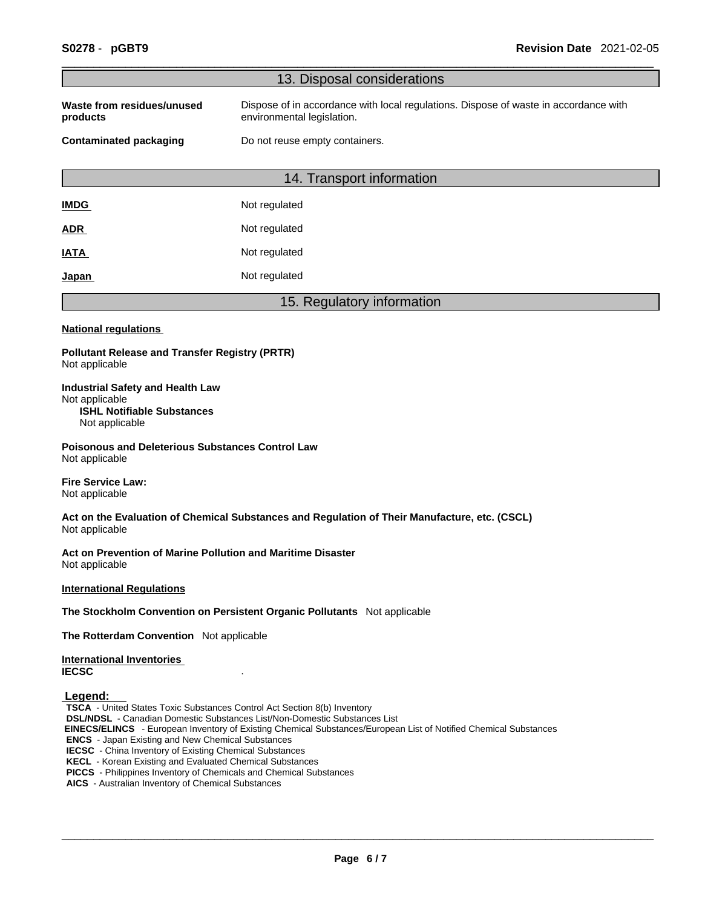## 13. Disposal considerations

| | |
|---|---|
| **Waste from residues/unused products** | Dispose of in accordance with local regulations. Dispose of waste in accordance with environmental legislation. |
| **Contaminated packaging** | Do not reuse empty containers. |

## 14. Transport information

| | |
|---|---|
| **IMDG** | Not regulated |
| **ADR** | Not regulated |
| **IATA** | Not regulated |
| **Japan** | Not regulated |

## 15. Regulatory information

**National regulations**

**Pollutant Release and Transfer Registry (PRTR)**
Not applicable

**Industrial Safety and Health Law**
Not applicable

**ISHL Notifiable Substances**
Not applicable

**Poisonous and Deleterious Substances Control Law**
Not applicable

**Fire Service Law:**
Not applicable

**Act on the Evaluation of Chemical Substances and Regulation of Their Manufacture, etc. (CSCL)**
Not applicable

**Act on Prevention of Marine Pollution and Maritime Disaster**
Not applicable

**International Regulations**

**The Stockholm Convention on Persistent Organic Pollutants** Not applicable

**The Rotterdam Convention** Not applicable

**International Inventories**

**IECSC** .

**Legend:**

**TSCA** - United States Toxic Substances Control Act Section 8(b) Inventory
**DSL/NDSL** - Canadian Domestic Substances List/Non-Domestic Substances List
**EINECS/ELINCS** - European Inventory of Existing Chemical Substances/European List of Notified Chemical Substances
**ENCS** - Japan Existing and New Chemical Substances
**IECSC** - China Inventory of Existing Chemical Substances
**KECL** - Korean Existing and Evaluated Chemical Substances
**PICCS** - Philippines Inventory of Chemicals and Chemical Substances
**AICS** - Australian Inventory of Chemical Substances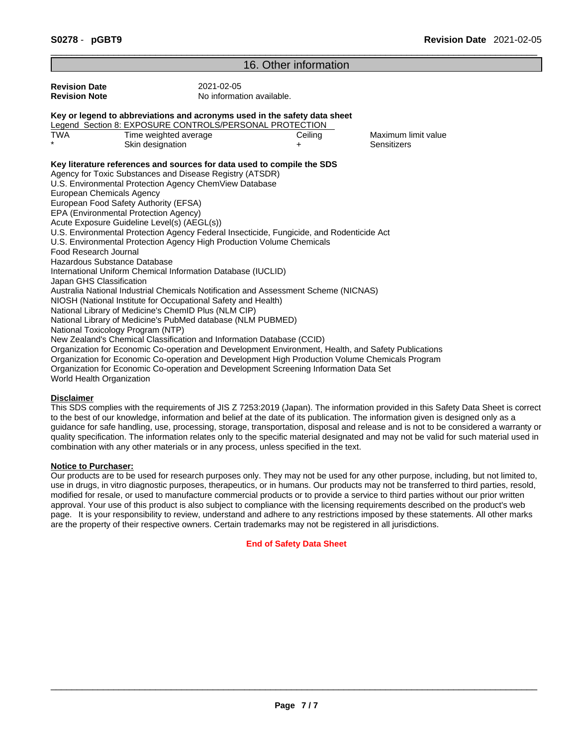## 16. Other information

**Revision Date** 2021-02-05
**Revision Note** No information available.

**Key or legend to abbreviations and acronyms used in the safety data sheet**

Legend Section 8: EXPOSURE CONTROLS/PERSONAL PROTECTION

| | | | |
|---|---|---|---|
| TWA | Time weighted average | Ceiling | Maximum limit value |
| * | Skin designation | + | Sensitizers |

**Key literature references and sources for data used to compile the SDS**

Agency for Toxic Substances and Disease Registry (ATSDR)
U.S. Environmental Protection Agency ChemView Database
European Chemicals Agency
European Food Safety Authority (EFSA)
EPA (Environmental Protection Agency)
Acute Exposure Guideline Level(s) (AEGL(s))
U.S. Environmental Protection Agency Federal Insecticide, Fungicide, and Rodenticide Act
U.S. Environmental Protection Agency High Production Volume Chemicals
Food Research Journal
Hazardous Substance Database
International Uniform Chemical Information Database (IUCLID)
Japan GHS Classification
Australia National Industrial Chemicals Notification and Assessment Scheme (NICNAS)
NIOSH (National Institute for Occupational Safety and Health)
National Library of Medicine's ChemID Plus (NLM CIP)
National Library of Medicine's PubMed database (NLM PUBMED)
National Toxicology Program (NTP)
New Zealand's Chemical Classification and Information Database (CCID)
Organization for Economic Co-operation and Development Environment, Health, and Safety Publications
Organization for Economic Co-operation and Development High Production Volume Chemicals Program
Organization for Economic Co-operation and Development Screening Information Data Set
World Health Organization

**Disclaimer**

This SDS complies with the requirements of JIS Z 7253:2019 (Japan). The information provided in this Safety Data Sheet is correct to the best of our knowledge, information and belief at the date of its publication. The information given is designed only as a guidance for safe handling, use, processing, storage, transportation, disposal and release and is not to be considered a warranty or quality specification. The information relates only to the specific material designated and may not be valid for such material used in combination with any other materials or in any process, unless specified in the text.

**Notice to Purchaser:**

Our products are to be used for research purposes only. They may not be used for any other purpose, including, but not limited to, use in drugs, in vitro diagnostic purposes, therapeutics, or in humans. Our products may not be transferred to third parties, resold, modified for resale, or used to manufacture commercial products or to provide a service to third parties without our prior written approval. Your use of this product is also subject to compliance with the licensing requirements described on the product's web page. It is your responsibility to review, understand and adhere to any restrictions imposed by these statements. All other marks are the property of their respective owners. Certain trademarks may not be registered in all jurisdictions.

**End of Safety Data Sheet**